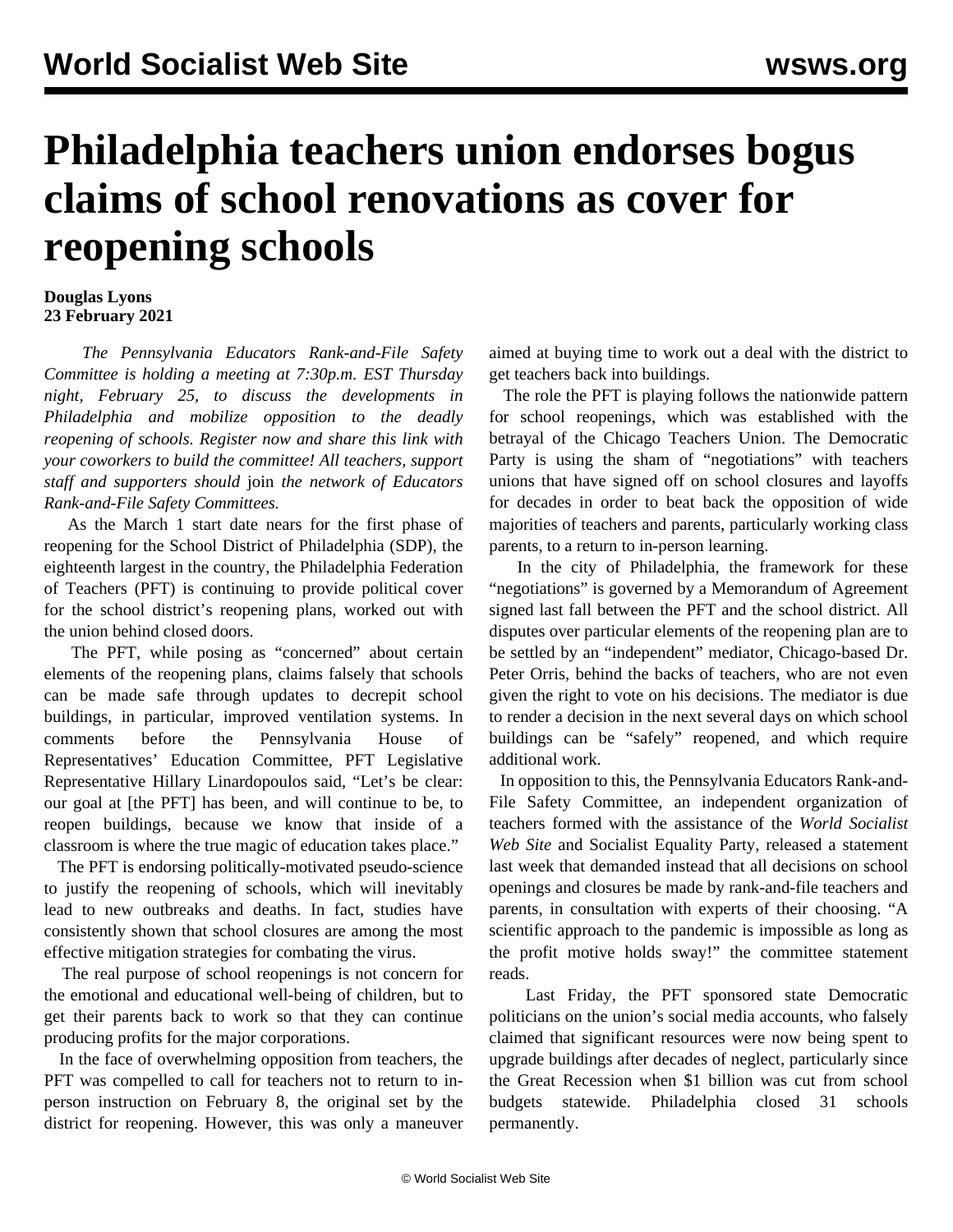# Philadelphia teachers union endorses bogus claims of school renovations as cover for reopening schools

**Douglas Lyons**
**23 February 2021**

*The Pennsylvania Educators Rank-and-File Safety Committee is holding a meeting at 7:30p.m. EST Thursday night, February 25, to discuss the developments in Philadelphia and mobilize opposition to the deadly reopening of schools. Register now and share this link with your coworkers to build the committee! All teachers, support staff and supporters should* join *the network of Educators Rank-and-File Safety Committees.*

As the March 1 start date nears for the first phase of reopening for the School District of Philadelphia (SDP), the eighteenth largest in the country, the Philadelphia Federation of Teachers (PFT) is continuing to provide political cover for the school district's reopening plans, worked out with the union behind closed doors.

The PFT, while posing as "concerned" about certain elements of the reopening plans, claims falsely that schools can be made safe through updates to decrepit school buildings, in particular, improved ventilation systems. In comments before the Pennsylvania House of Representatives' Education Committee, PFT Legislative Representative Hillary Linardopoulos said, "Let's be clear: our goal at [the PFT] has been, and will continue to be, to reopen buildings, because we know that inside of a classroom is where the true magic of education takes place."

The PFT is endorsing politically-motivated pseudo-science to justify the reopening of schools, which will inevitably lead to new outbreaks and deaths. In fact, studies have consistently shown that school closures are among the most effective mitigation strategies for combating the virus.

The real purpose of school reopenings is not concern for the emotional and educational well-being of children, but to get their parents back to work so that they can continue producing profits for the major corporations.

In the face of overwhelming opposition from teachers, the PFT was compelled to call for teachers not to return to in-person instruction on February 8, the original set by the district for reopening. However, this was only a maneuver aimed at buying time to work out a deal with the district to get teachers back into buildings.

The role the PFT is playing follows the nationwide pattern for school reopenings, which was established with the betrayal of the Chicago Teachers Union. The Democratic Party is using the sham of "negotiations" with teachers unions that have signed off on school closures and layoffs for decades in order to beat back the opposition of wide majorities of teachers and parents, particularly working class parents, to a return to in-person learning.

In the city of Philadelphia, the framework for these "negotiations" is governed by a Memorandum of Agreement signed last fall between the PFT and the school district. All disputes over particular elements of the reopening plan are to be settled by an "independent" mediator, Chicago-based Dr. Peter Orris, behind the backs of teachers, who are not even given the right to vote on his decisions. The mediator is due to render a decision in the next several days on which school buildings can be "safely" reopened, and which require additional work.

In opposition to this, the Pennsylvania Educators Rank-and-File Safety Committee, an independent organization of teachers formed with the assistance of the *World Socialist Web Site* and Socialist Equality Party, released a statement last week that demanded instead that all decisions on school openings and closures be made by rank-and-file teachers and parents, in consultation with experts of their choosing. "A scientific approach to the pandemic is impossible as long as the profit motive holds sway!" the committee statement reads.

Last Friday, the PFT sponsored state Democratic politicians on the union's social media accounts, who falsely claimed that significant resources were now being spent to upgrade buildings after decades of neglect, particularly since the Great Recession when $1 billion was cut from school budgets statewide. Philadelphia closed 31 schools permanently.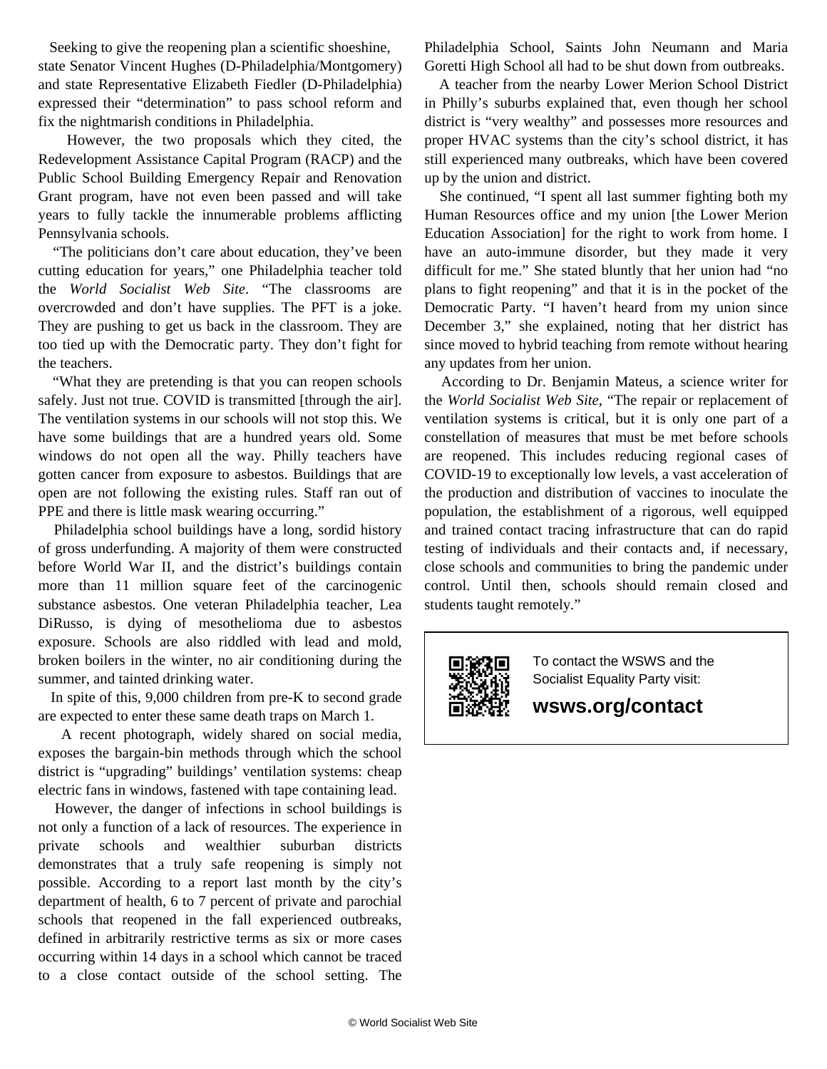Seeking to give the reopening plan a scientific shoeshine, state Senator Vincent Hughes (D-Philadelphia/Montgomery) and state Representative Elizabeth Fiedler (D-Philadelphia) expressed their "determination" to pass school reform and fix the nightmarish conditions in Philadelphia.

However, the two proposals which they cited, the Redevelopment Assistance Capital Program (RACP) and the Public School Building Emergency Repair and Renovation Grant program, have not even been passed and will take years to fully tackle the innumerable problems afflicting Pennsylvania schools.

"The politicians don't care about education, they've been cutting education for years," one Philadelphia teacher told the *World Socialist Web Site*. "The classrooms are overcrowded and don't have supplies. The PFT is a joke. They are pushing to get us back in the classroom. They are too tied up with the Democratic party. They don't fight for the teachers.

"What they are pretending is that you can reopen schools safely. Just not true. COVID is transmitted [through the air]. The ventilation systems in our schools will not stop this. We have some buildings that are a hundred years old. Some windows do not open all the way. Philly teachers have gotten cancer from exposure to asbestos. Buildings that are open are not following the existing rules. Staff ran out of PPE and there is little mask wearing occurring."

Philadelphia school buildings have a long, sordid history of gross underfunding. A majority of them were constructed before World War II, and the district's buildings contain more than 11 million square feet of the carcinogenic substance asbestos. One veteran Philadelphia teacher, Lea DiRusso, is dying of mesothelioma due to asbestos exposure. Schools are also riddled with lead and mold, broken boilers in the winter, no air conditioning during the summer, and tainted drinking water.

In spite of this, 9,000 children from pre-K to second grade are expected to enter these same death traps on March 1.

A recent photograph, widely shared on social media, exposes the bargain-bin methods through which the school district is "upgrading" buildings' ventilation systems: cheap electric fans in windows, fastened with tape containing lead.

However, the danger of infections in school buildings is not only a function of a lack of resources. The experience in private schools and wealthier suburban districts demonstrates that a truly safe reopening is simply not possible. According to a report last month by the city's department of health, 6 to 7 percent of private and parochial schools that reopened in the fall experienced outbreaks, defined in arbitrarily restrictive terms as six or more cases occurring within 14 days in a school which cannot be traced to a close contact outside of the school setting. The Philadelphia School, Saints John Neumann and Maria Goretti High School all had to be shut down from outbreaks.

A teacher from the nearby Lower Merion School District in Philly's suburbs explained that, even though her school district is "very wealthy" and possesses more resources and proper HVAC systems than the city's school district, it has still experienced many outbreaks, which have been covered up by the union and district.

She continued, "I spent all last summer fighting both my Human Resources office and my union [the Lower Merion Education Association] for the right to work from home. I have an auto-immune disorder, but they made it very difficult for me." She stated bluntly that her union had "no plans to fight reopening" and that it is in the pocket of the Democratic Party. "I haven't heard from my union since December 3," she explained, noting that her district has since moved to hybrid teaching from remote without hearing any updates from her union.

According to Dr. Benjamin Mateus, a science writer for the *World Socialist Web Site*, "The repair or replacement of ventilation systems is critical, but it is only one part of a constellation of measures that must be met before schools are reopened. This includes reducing regional cases of COVID-19 to exceptionally low levels, a vast acceleration of the production and distribution of vaccines to inoculate the population, the establishment of a rigorous, well equipped and trained contact tracing infrastructure that can do rapid testing of individuals and their contacts and, if necessary, close schools and communities to bring the pandemic under control. Until then, schools should remain closed and students taught remotely."

To contact the WSWS and the Socialist Equality Party visit:

**wsws.org/contact**